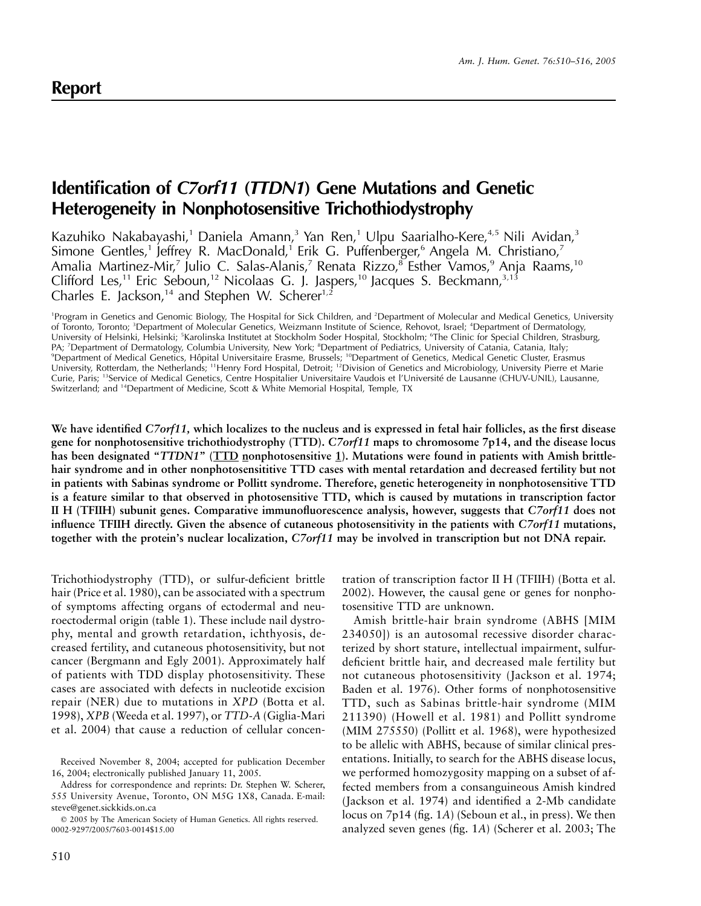## Report

# Identification of *C7orf11* (*TTDN1*) Gene Mutations and Genetic Heterogeneity in Nonphotosensitive Trichothiodystrophy

Kazuhiko Nakabayashi,[1] Daniela Amann,[3] Yan Ren,[1] Ulpu Saarialho-Kere,[4,5] Nili Avidan,[3] Simone Gentles,[1] Jeffrey R. MacDonald,[1] Erik G. Puffenberger,[6] Angela M. Christiano,[7] Amalia Martinez-Mir,[7] Julio C. Salas-Alanis,[7] Renata Rizzo,[8] Esther Vamos,[9] Anja Raams,[10] Clifford Les,[11] Eric Seboun,[12] Nicolaas G. J. Jaspers,[10] Jacques S. Beckmann,[3,13] Charles E. Jackson,[14] and Stephen W. Scherer[1,2]

[1]Program in Genetics and Genomic Biology, The Hospital for Sick Children, and [2]Department of Molecular and Medical Genetics, University of Toronto, Toronto; [3]Department of Molecular Genetics, Weizmann Institute of Science, Rehovot, Israel; [4]Department of Dermatology, University of Helsinki, Helsinki; [5]Karolinska Institutet at Stockholm Soder Hospital, Stockholm; [6]The Clinic for Special Children, Strasburg, PA; [7]Department of Dermatology, Columbia University, New York; [8]Department of Pediatrics, University of Catania, Catania, Italy; [9]Department of Medical Genetics, Hôpital Universitaire Erasme, Brussels; [10]Department of Genetics, Medical Genetic Cluster, Erasmus University, Rotterdam, the Netherlands; [11]Henry Ford Hospital, Detroit; [12]Division of Genetics and Microbiology, University Pierre et Marie Curie, Paris; [13]Service of Medical Genetics, Centre Hospitalier Universitaire Vaudois et l'Université de Lausanne (CHUV-UNIL), Lausanne, Switzerland; and [14]Department of Medicine, Scott & White Memorial Hospital, Temple, TX

**We have identified *C7orf11*, which localizes to the nucleus and is expressed in fetal hair follicles, as the first disease gene for nonphotosensitive trichothiodystrophy (TTD). *C7orf11* maps to chromosome 7p14, and the disease locus has been designated "*TTDN1*" (TTD nonphotosensitive 1). Mutations were found in patients with Amish brittle-hair syndrome and in other nonphotosensititive TTD cases with mental retardation and decreased fertility but not in patients with Sabinas syndrome or Pollitt syndrome. Therefore, genetic heterogeneity in nonphotosensitive TTD is a feature similar to that observed in photosensitive TTD, which is caused by mutations in transcription factor II H (TFIIH) subunit genes. Comparative immunofluorescence analysis, however, suggests that *C7orf11* does not influence TFIIH directly. Given the absence of cutaneous photosensitivity in the patients with *C7orf11* mutations, together with the protein's nuclear localization, *C7orf11* may be involved in transcription but not DNA repair.**

Trichothiodystrophy (TTD), or sulfur-deficient brittle hair (Price et al. 1980), can be associated with a spectrum of symptoms affecting organs of ectodermal and neuroectodermal origin (table 1). These include nail dystrophy, mental and growth retardation, ichthyosis, decreased fertility, and cutaneous photosensitivity, but not cancer (Bergmann and Egly 2001). Approximately half of patients with TDD display photosensitivity. These cases are associated with defects in nucleotide excision repair (NER) due to mutations in *XPD* (Botta et al. 1998), *XPB* (Weeda et al. 1997), or *TTD-A* (Giglia-Mari et al. 2004) that cause a reduction of cellular concentration of transcription factor II H (TFIIH) (Botta et al. 2002). However, the causal gene or genes for nonphotosensitive TTD are unknown.

Amish brittle-hair brain syndrome (ABHS [MIM 234050]) is an autosomal recessive disorder characterized by short stature, intellectual impairment, sulfur-deficient brittle hair, and decreased male fertility but not cutaneous photosensitivity (Jackson et al. 1974; Baden et al. 1976). Other forms of nonphotosensitive TTD, such as Sabinas brittle-hair syndrome (MIM 211390) (Howell et al. 1981) and Pollitt syndrome (MIM 275550) (Pollitt et al. 1968), were hypothesized to be allelic with ABHS, because of similar clinical presentations. Initially, to search for the ABHS disease locus, we performed homozygosity mapping on a subset of affected members from a consanguineous Amish kindred (Jackson et al. 1974) and identified a 2-Mb candidate locus on 7p14 (fig. 1*A*) (Seboun et al., in press). We then analyzed seven genes (fig. 1*A*) (Scherer et al. 2003; The

Received November 8, 2004; accepted for publication December 16, 2004; electronically published January 11, 2005.

Address for correspondence and reprints: Dr. Stephen W. Scherer, 555 University Avenue, Toronto, ON M5G 1X8, Canada. E-mail: steve@genet.sickkids.on.ca

© 2005 by The American Society of Human Genetics. All rights reserved. 0002-9297/2005/7603-0014$15.00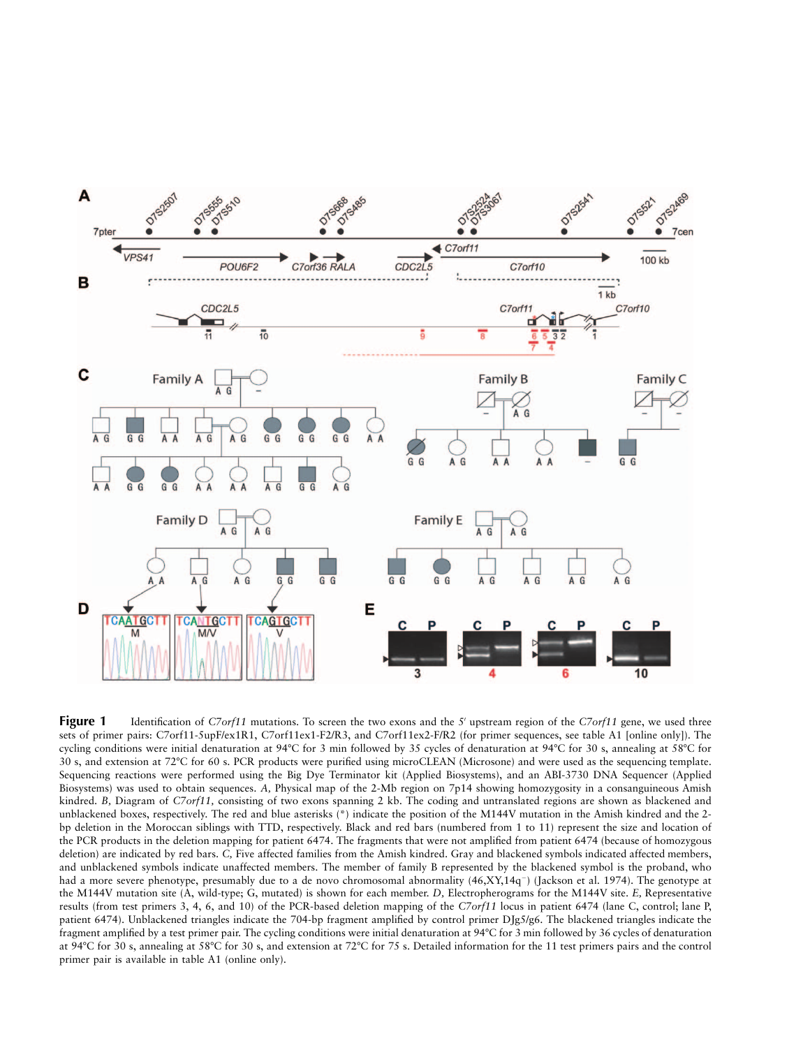**Figure 1** Identification of *C7orf11* mutations. To screen the two exons and the 5′ upstream region of the *C7orf11* gene, we used three sets of primer pairs: C7orf11-5upF/ex1R1, C7orf11ex1-F2/R3, and C7orf11ex2-F/R2 (for primer sequences, see table A1 [online only]). The cycling conditions were initial denaturation at 94°C for 3 min followed by 35 cycles of denaturation at 94°C for 30 s, annealing at 58°C for 30 s, and extension at 72°C for 60 s. PCR products were purified using microCLEAN (Microsone) and were used as the sequencing template. Sequencing reactions were performed using the Big Dye Terminator kit (Applied Biosystems), and an ABI-3730 DNA Sequencer (Applied Biosystems) was used to obtain sequences. *A,* Physical map of the 2-Mb region on 7p14 showing homozygosity in a consanguineous Amish kindred. *B,* Diagram of *C7orf11,* consisting of two exons spanning 2 kb. The coding and untranslated regions are shown as blackened and unblackened boxes, respectively. The red and blue asterisks (*) indicate the position of the M144V mutation in the Amish kindred and the 2-bp deletion in the Moroccan siblings with TTD, respectively. Black and red bars (numbered from 1 to 11) represent the size and location of the PCR products in the deletion mapping for patient 6474. The fragments that were not amplified from patient 6474 (because of homozygous deletion) are indicated by red bars. *C,* Five affected families from the Amish kindred. Gray and blackened symbols indicated affected members, and unblackened symbols indicate unaffected members. The member of family B represented by the blackened symbol is the proband, who had a more severe phenotype, presumably due to a de novo chromosomal abnormality (46,XY,14q$^{-}$) (Jackson et al. 1974). The genotype at the M144V mutation site (A, wild-type; G, mutated) is shown for each member. *D,* Electropherograms for the M144V site. *E,* Representative results (from test primers 3, 4, 6, and 10) of the PCR-based deletion mapping of the *C7orf11* locus in patient 6474 (lane C, control; lane P, patient 6474). Unblackened triangles indicate the 704-bp fragment amplified by control primer DJg5/g6. The blackened triangles indicate the fragment amplified by a test primer pair. The cycling conditions were initial denaturation at 94°C for 3 min followed by 36 cycles of denaturation at 94°C for 30 s, annealing at 58°C for 30 s, and extension at 72°C for 75 s. Detailed information for the 11 test primers pairs and the control primer pair is available in table A1 (online only).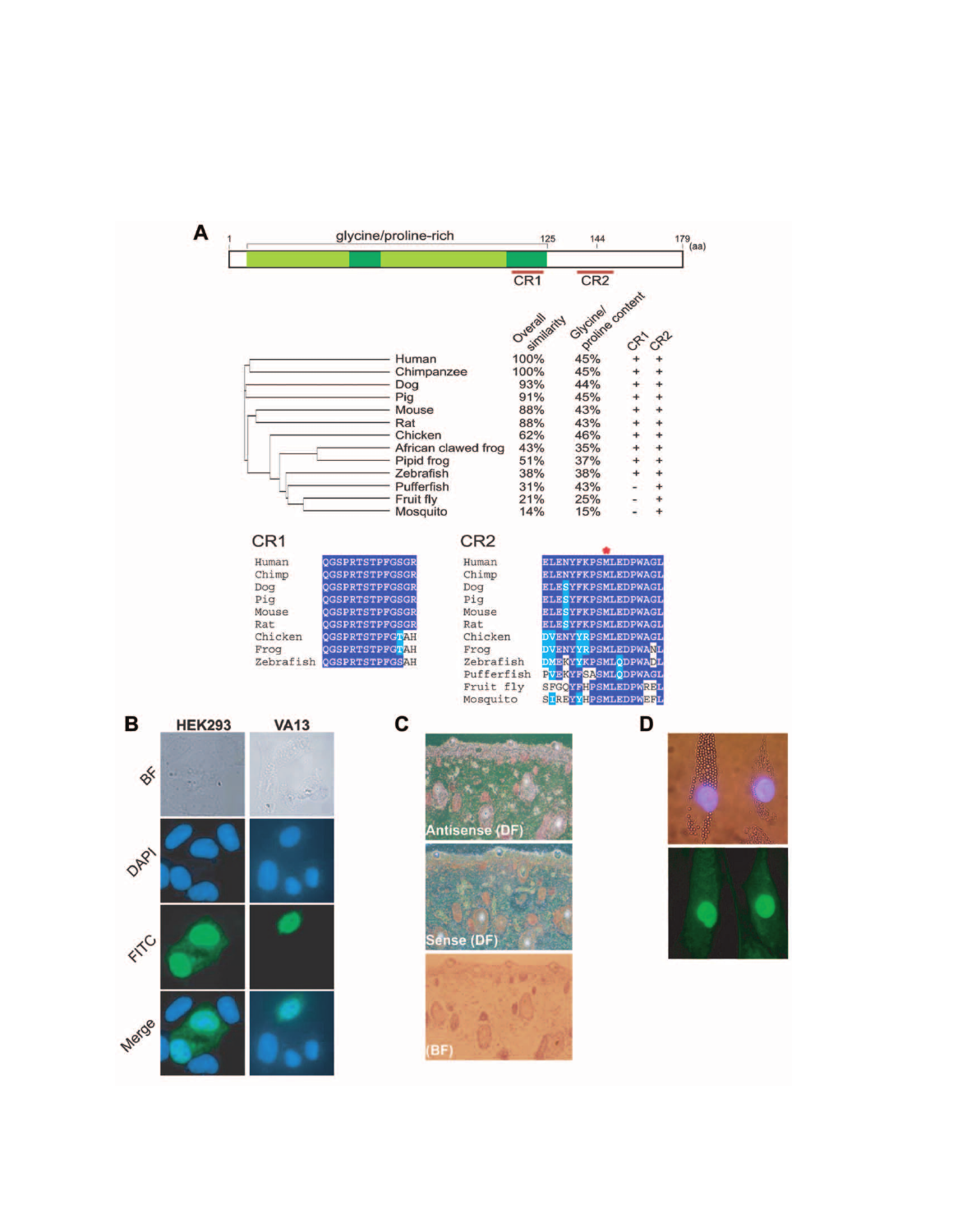**A**

glycine/proline-rich

1 — 125 — 144 — 179 (aa)

CR1 CR2

| Species | Overall similarity | Glycine/proline content | CR1 | CR2 |
|---|---|---|---|---|
| Human | 100% | 45% | + | + |
| Chimpanzee | 100% | 45% | + | + |
| Dog | 93% | 44% | + | + |
| Pig | 91% | 45% | + | + |
| Mouse | 88% | 43% | + | + |
| Rat | 88% | 43% | + | + |
| Chicken | 62% | 46% | + | + |
| African clawed frog | 43% | 35% | + | + |
| Pipid frog | 51% | 37% | + | + |
| Zebrafish | 38% | 38% | + | + |
| Pufferfish | 31% | 43% | - | + |
| Fruit fly | 21% | 25% | - | + |
| Mosquito | 14% | 15% | - | + |

CR1

```
Human      QGSPRTSTPFGSGR
Chimp      QGSPRTSTPFGSGR
Dog        QGSPRTSTPFGSGR
Pig        QGSPRTSTPFGSGR
Mouse      QGSPRTSTPFGSGR
Rat        QGSPRTSTPFGSGR
Chicken    QGSPRTSTPFGTAH
Frog       QGSPRTSTPFGTAH
Zebrafish  QGSPRTSTPFGSAH
```

CR2

```
Human       ELENYFKPSMLEDPWAGL
Chimp       ELENYFKPSMLEDPWAGL
Dog         ELESYFKPSMLEDPWAGL
Pig         ELESYFKPSMLEDPWAGL
Mouse       ELESYFKPSMLEDPWAGL
Rat         ELESYFKPSMLEDPWAGL
Chicken     DVENYYRPSMLEDPWAGL
Frog        DVENYYRPSMLEDPWANL
Zebrafish   DMEKYYKPSMLQDPWADL
Pufferfish  PVEKYFSASMLQDPWAGL
Fruit fly   SFGQYFHPSMLEDPWREL
Mosquito    SIREYYHPSMLEDPWEFL
```

**B** HEK293 VA13

BF, DAPI, FITC, Merge

**C** Antisense (DF), Sense (DF), (BF)

**D**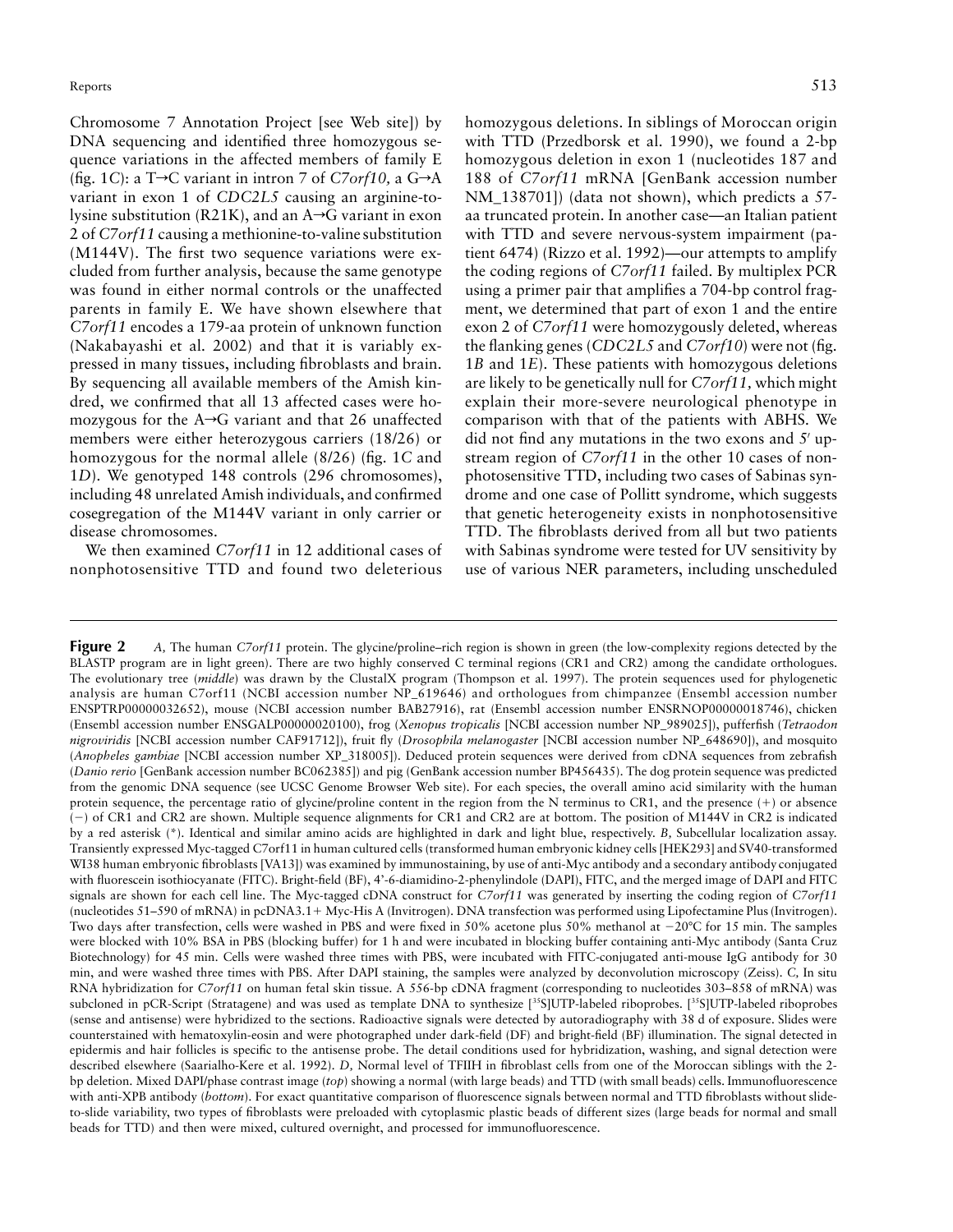Chromosome 7 Annotation Project [see Web site]) by DNA sequencing and identified three homozygous sequence variations in the affected members of family E (fig. 1C): a T→C variant in intron 7 of *C7orf10,* a G→A variant in exon 1 of *CDC2L5* causing an arginine-to-lysine substitution (R21K), and an A→G variant in exon 2 of *C7orf11* causing a methionine-to-valine substitution (M144V). The first two sequence variations were excluded from further analysis, because the same genotype was found in either normal controls or the unaffected parents in family E. We have shown elsewhere that *C7orf11* encodes a 179-aa protein of unknown function (Nakabayashi et al. 2002) and that it is variably expressed in many tissues, including fibroblasts and brain. By sequencing all available members of the Amish kindred, we confirmed that all 13 affected cases were homozygous for the A→G variant and that 26 unaffected members were either heterozygous carriers (18/26) or homozygous for the normal allele (8/26) (fig. 1*C* and 1*D*). We genotyped 148 controls (296 chromosomes), including 48 unrelated Amish individuals, and confirmed cosegregation of the M144V variant in only carrier or disease chromosomes.

We then examined *C7orf11* in 12 additional cases of nonphotosensitive TTD and found two deleterious homozygous deletions. In siblings of Moroccan origin with TTD (Przedborsk et al. 1990), we found a 2-bp homozygous deletion in exon 1 (nucleotides 187 and 188 of *C7orf11* mRNA [GenBank accession number NM_138701]) (data not shown), which predicts a 57-aa truncated protein. In another case—an Italian patient with TTD and severe nervous-system impairment (patient 6474) (Rizzo et al. 1992)—our attempts to amplify the coding regions of *C7orf11* failed. By multiplex PCR using a primer pair that amplifies a 704-bp control fragment, we determined that part of exon 1 and the entire exon 2 of *C7orf11* were homozygously deleted, whereas the flanking genes (*CDC2L5* and *C7orf10*) were not (fig. 1*B* and 1*E*). These patients with homozygous deletions are likely to be genetically null for *C7orf11,* which might explain their more-severe neurological phenotype in comparison with that of the patients with ABHS. We did not find any mutations in the two exons and 5′ upstream region of *C7orf11* in the other 10 cases of nonphotosensitive TTD, including two cases of Sabinas syndrome and one case of Pollitt syndrome, which suggests that genetic heterogeneity exists in nonphotosensitive TTD. The fibroblasts derived from all but two patients with Sabinas syndrome were tested for UV sensitivity by use of various NER parameters, including unscheduled

**Figure 2** *A,* The human *C7orf11* protein. The glycine/proline–rich region is shown in green (the low-complexity regions detected by the BLASTP program are in light green). There are two highly conserved C terminal regions (CR1 and CR2) among the candidate orthologues. The evolutionary tree (*middle*) was drawn by the ClustalX program (Thompson et al. 1997). The protein sequences used for phylogenetic analysis are human C7orf11 (NCBI accession number NP_619646) and orthologues from chimpanzee (Ensembl accession number ENSPTRP00000032652), mouse (NCBI accession number BAB27916), rat (Ensembl accession number ENSRNOP00000018746), chicken (Ensembl accession number ENSGALP00000020100), frog (*Xenopus tropicalis* [NCBI accession number NP_989025]), pufferfish (*Tetraodon nigroviridis* [NCBI accession number CAF91712]), fruit fly (*Drosophila melanogaster* [NCBI accession number NP_648690]), and mosquito (*Anopheles gambiae* [NCBI accession number XP_318005]). Deduced protein sequences were derived from cDNA sequences from zebrafish (*Danio rerio* [GenBank accession number BC062385]) and pig (GenBank accession number BP456435). The dog protein sequence was predicted from the genomic DNA sequence (see UCSC Genome Browser Web site). For each species, the overall amino acid similarity with the human protein sequence, the percentage ratio of glycine/proline content in the region from the N terminus to CR1, and the presence (+) or absence (−) of CR1 and CR2 are shown. Multiple sequence alignments for CR1 and CR2 are at bottom. The position of M144V in CR2 is indicated by a red asterisk (*). Identical and similar amino acids are highlighted in dark and light blue, respectively. *B,* Subcellular localization assay. Transiently expressed Myc-tagged C7orf11 in human cultured cells (transformed human embryonic kidney cells [HEK293] and SV40-transformed WI38 human embryonic fibroblasts [VA13]) was examined by immunostaining, by use of anti-Myc antibody and a secondary antibody conjugated with fluorescein isothiocyanate (FITC). Bright-field (BF), 4'-6-diamidino-2-phenylindole (DAPI), FITC, and the merged image of DAPI and FITC signals are shown for each cell line. The Myc-tagged cDNA construct for *C7orf11* was generated by inserting the coding region of *C7orf11* (nucleotides 51–590 of mRNA) in pcDNA3.1+ Myc-His A (Invitrogen). DNA transfection was performed using Lipofectamine Plus (Invitrogen). Two days after transfection, cells were washed in PBS and were fixed in 50% acetone plus 50% methanol at −20°C for 15 min. The samples were blocked with 10% BSA in PBS (blocking buffer) for 1 h and were incubated in blocking buffer containing anti-Myc antibody (Santa Cruz Biotechnology) for 45 min. Cells were washed three times with PBS, were incubated with FITC-conjugated anti-mouse IgG antibody for 30 min, and were washed three times with PBS. After DAPI staining, the samples were analyzed by deconvolution microscopy (Zeiss). *C,* In situ RNA hybridization for *C7orf11* on human fetal skin tissue. A 556-bp cDNA fragment (corresponding to nucleotides 303–858 of mRNA) was subcloned in pCR-Script (Stratagene) and was used as template DNA to synthesize [$^{35}$S]UTP-labeled riboprobes. [$^{35}$S]UTP-labeled riboprobes (sense and antisense) were hybridized to the sections. Radioactive signals were detected by autoradiography with 38 d of exposure. Slides were counterstained with hematoxylin-eosin and were photographed under dark-field (DF) and bright-field (BF) illumination. The signal detected in epidermis and hair follicles is specific to the antisense probe. The detail conditions used for hybridization, washing, and signal detection were described elsewhere (Saarialho-Kere et al. 1992). *D,* Normal level of TFIIH in fibroblast cells from one of the Moroccan siblings with the 2-bp deletion. Mixed DAPI/phase contrast image (*top*) showing a normal (with large beads) and TTD (with small beads) cells. Immunofluorescence with anti-XPB antibody (*bottom*). For exact quantitative comparison of fluorescence signals between normal and TTD fibroblasts without slide-to-slide variability, two types of fibroblasts were preloaded with cytoplasmic plastic beads of different sizes (large beads for normal and small beads for TTD) and then were mixed, cultured overnight, and processed for immunofluorescence.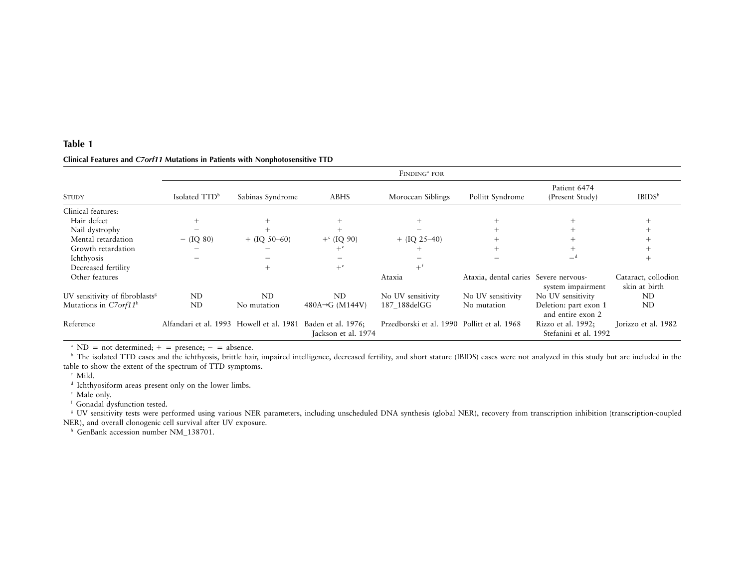**Table 1**

**Clinical Features and *C7orf11* Mutations in Patients with Nonphotosensitive TTD**

| Study | Finding[a] for | | | | | | |
|---|---|---|---|---|---|---|---|
| | Isolated TTD[b] | Sabinas Syndrome | ABHS | Moroccan Siblings | Pollitt Syndrome | Patient 6474 (Present Study) | IBIDS[b] |
| Clinical features: | | | | | | | |
| Hair defect | + | + | + | + | + | + | + |
| Nail dystrophy | − | + | + | − | + | + | + |
| Mental retardation | − (IQ 80) | + (IQ 50–60) | +[c] (IQ 90) | + (IQ 25–40) | + | + | + |
| Growth retardation | − | − | +[c] | + | + | + | + |
| Ichthyosis | − | − | − | − | − | −[d] | + |
| Decreased fertility | | + | +[e] | +[f] | | | |
| Other features | | | | Ataxia | Ataxia, dental caries | Severe nervous-system impairment | Cataract, collodion skin at birth |
| UV sensitivity of fibroblasts[g] | ND | ND | ND | No UV sensitivity | No UV sensitivity | No UV sensitivity | ND |
| Mutations in *C7orf11*[h] | ND | No mutation | 480A→G (M144V) | 187_188delGG | No mutation | Deletion: part exon 1 and entire exon 2 | ND |
| Reference | Alfandari et al. 1993 | Howell et al. 1981 | Baden et al. 1976; Jackson et al. 1974 | Przedborski et al. 1990 | Pollitt et al. 1968 | Rizzo et al. 1992; Stefanini et al. 1992 | Jorizzo et al. 1982 |

[a] ND = not determined; + = presence; − = absence.

[b] The isolated TTD cases and the ichthyosis, brittle hair, impaired intelligence, decreased fertility, and short stature (IBIDS) cases were not analyzed in this study but are included in the table to show the extent of the spectrum of TTD symptoms.

[c] Mild.

[d] Ichthyosiform areas present only on the lower limbs.

[e] Male only.

[f] Gonadal dysfunction tested.

[g] UV sensitivity tests were performed using various NER parameters, including unscheduled DNA synthesis (global NER), recovery from transcription inhibition (transcription-coupled NER), and overall clonogenic cell survival after UV exposure.

[h] GenBank accession number NM_138701.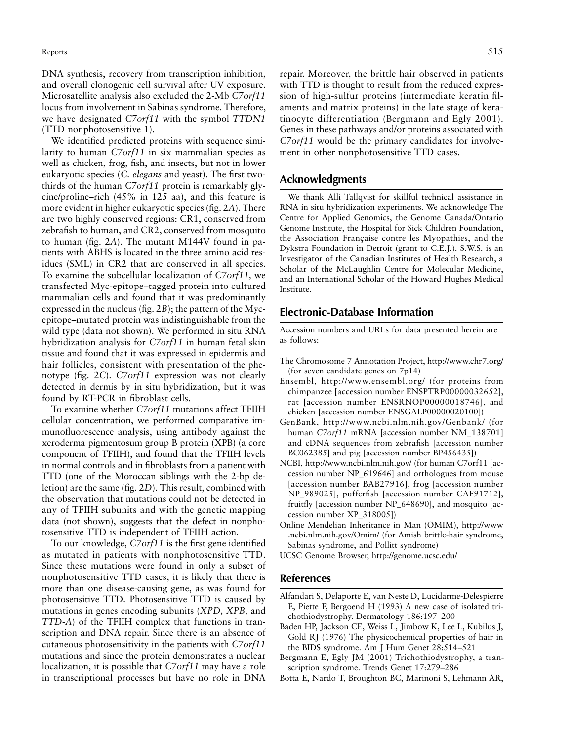DNA synthesis, recovery from transcription inhibition, and overall clonogenic cell survival after UV exposure. Microsatellite analysis also excluded the 2-Mb *C7orf11* locus from involvement in Sabinas syndrome. Therefore, we have designated *C7orf11* with the symbol *TTDN1* (TTD nonphotosensitive 1).

We identified predicted proteins with sequence similarity to human *C7orf11* in six mammalian species as well as chicken, frog, fish, and insects, but not in lower eukaryotic species (*C. elegans* and yeast). The first two-thirds of the human *C7orf11* protein is remarkably glycine/proline–rich (45% in 125 aa), and this feature is more evident in higher eukaryotic species (fig. 2*A*). There are two highly conserved regions: CR1, conserved from zebrafish to human, and CR2, conserved from mosquito to human (fig. 2*A*). The mutant M144V found in patients with ABHS is located in the three amino acid residues (SML) in CR2 that are conserved in all species. To examine the subcellular localization of *C7orf11,* we transfected Myc-epitope–tagged protein into cultured mammalian cells and found that it was predominantly expressed in the nucleus (fig. 2*B*); the pattern of the Myc-epitope–mutated protein was indistinguishable from the wild type (data not shown). We performed in situ RNA hybridization analysis for *C7orf11* in human fetal skin tissue and found that it was expressed in epidermis and hair follicles, consistent with presentation of the phenotype (fig. 2*C*). *C7orf11* expression was not clearly detected in dermis by in situ hybridization, but it was found by RT-PCR in fibroblast cells.

To examine whether *C7orf11* mutations affect TFIIH cellular concentration, we performed comparative immunofluorescence analysis, using antibody against the xeroderma pigmentosum group B protein (XPB) (a core component of TFIIH), and found that the TFIIH levels in normal controls and in fibroblasts from a patient with TTD (one of the Moroccan siblings with the 2-bp deletion) are the same (fig. 2*D*). This result, combined with the observation that mutations could not be detected in any of TFIIH subunits and with the genetic mapping data (not shown), suggests that the defect in nonphotosensitive TTD is independent of TFIIH action.

To our knowledge, *C7orf11* is the first gene identified as mutated in patients with nonphotosensitive TTD. Since these mutations were found in only a subset of nonphotosensitive TTD cases, it is likely that there is more than one disease-causing gene, as was found for photosensitive TTD. Photosensitive TTD is caused by mutations in genes encoding subunits (*XPD, XPB,* and *TTD-A*) of the TFIIH complex that functions in transcription and DNA repair. Since there is an absence of cutaneous photosensitivity in the patients with *C7orf11* mutations and since the protein demonstrates a nuclear localization, it is possible that *C7orf11* may have a role in transcriptional processes but have no role in DNA repair. Moreover, the brittle hair observed in patients with TTD is thought to result from the reduced expression of high-sulfur proteins (intermediate keratin filaments and matrix proteins) in the late stage of keratinocyte differentiation (Bergmann and Egly 2001). Genes in these pathways and/or proteins associated with *C7orf11* would be the primary candidates for involvement in other nonphotosensitive TTD cases.

## Acknowledgments

We thank Alli Tallqvist for skillful technical assistance in RNA in situ hybridization experiments. We acknowledge The Centre for Applied Genomics, the Genome Canada/Ontario Genome Institute, the Hospital for Sick Children Foundation, the Association Française contre les Myopathies, and the Dykstra Foundation in Detroit (grant to C.E.J.). S.W.S. is an Investigator of the Canadian Institutes of Health Research, a Scholar of the McLaughlin Centre for Molecular Medicine, and an International Scholar of the Howard Hughes Medical Institute.

## Electronic-Database Information

Accession numbers and URLs for data presented herein are as follows:

The Chromosome 7 Annotation Project, http://www.chr7.org/ (for seven candidate genes on 7p14)

Ensembl, http://www.ensembl.org/ (for proteins from chimpanzee [accession number ENSPTRP00000032652], rat [accession number ENSRNOP00000018746], and chicken [accession number ENSGALP00000020100])

GenBank, http://www.ncbi.nlm.nih.gov/Genbank/ (for human *C7orf11* mRNA [accession number NM_138701] and cDNA sequences from zebrafish [accession number BC062385] and pig [accession number BP456435])

NCBI, http://www.ncbi.nlm.nih.gov/ (for human C7orf11 [accession number NP_619646] and orthologues from mouse [accession number BAB27916], frog [accession number NP_989025], pufferfish [accession number CAF91712], fruitfly [accession number NP_648690], and mosquito [accession number XP_318005])

Online Mendelian Inheritance in Man (OMIM), http://www.ncbi.nlm.nih.gov/Omim/ (for Amish brittle-hair syndrome, Sabinas syndrome, and Pollitt syndrome)

UCSC Genome Browser, http://genome.ucsc.edu/

## References

Alfandari S, Delaporte E, van Neste D, Lucidarme-Delespierre E, Piette F, Bergoend H (1993) A new case of isolated trichothiodystrophy. Dermatology 186:197–200

Baden HP, Jackson CE, Weiss L, Jimbow K, Lee L, Kubilus J, Gold RJ (1976) The physicochemical properties of hair in the BIDS syndrome. Am J Hum Genet 28:514–521

Bergmann E, Egly JM (2001) Trichothiodystrophy, a transcription syndrome. Trends Genet 17:279–286

Botta E, Nardo T, Broughton BC, Marinoni S, Lehmann AR,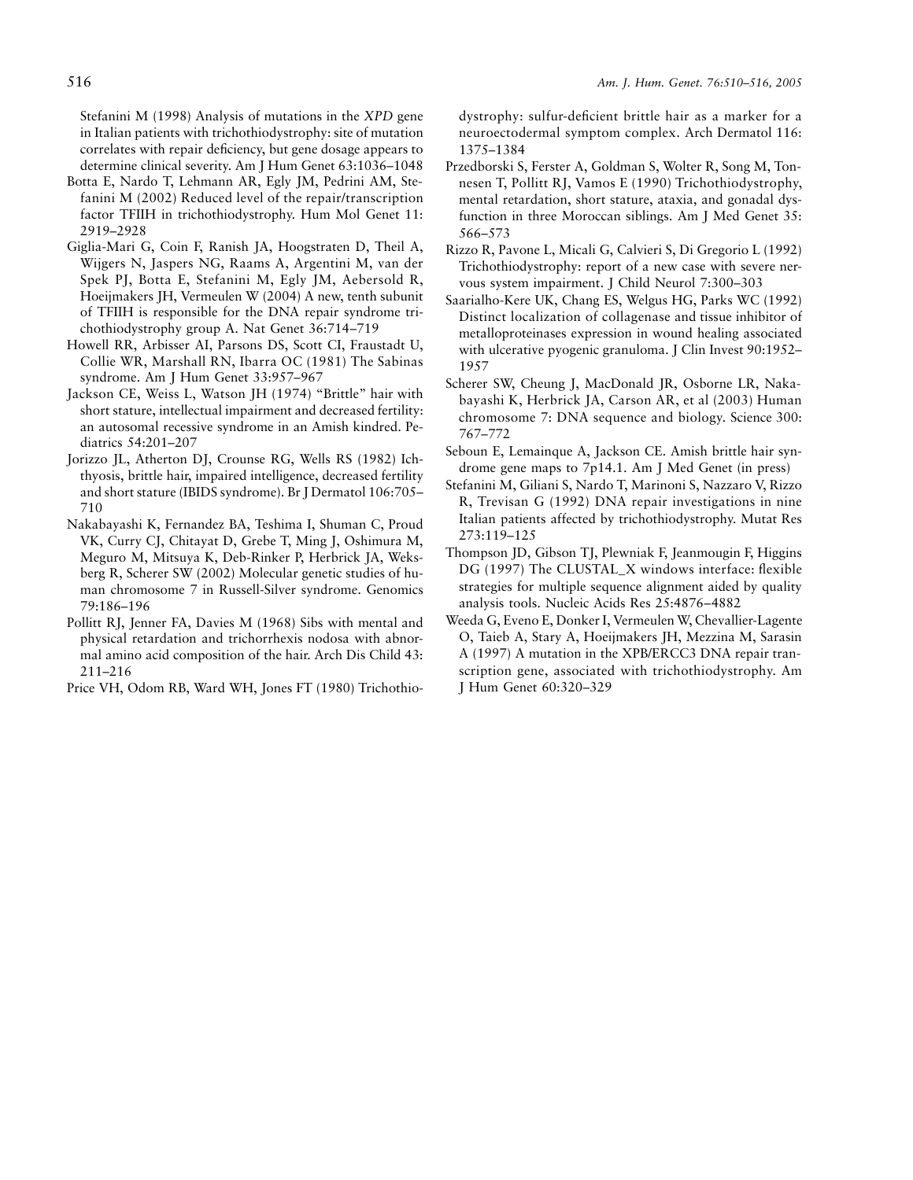Stefanini M (1998) Analysis of mutations in the *XPD* gene in Italian patients with trichothiodystrophy: site of mutation correlates with repair deficiency, but gene dosage appears to determine clinical severity. Am J Hum Genet 63:1036–1048

Botta E, Nardo T, Lehmann AR, Egly JM, Pedrini AM, Stefanini M (2002) Reduced level of the repair/transcription factor TFIIH in trichothiodystrophy. Hum Mol Genet 11: 2919–2928

Giglia-Mari G, Coin F, Ranish JA, Hoogstraten D, Theil A, Wijgers N, Jaspers NG, Raams A, Argentini M, van der Spek PJ, Botta E, Stefanini M, Egly JM, Aebersold R, Hoeijmakers JH, Vermeulen W (2004) A new, tenth subunit of TFIIH is responsible for the DNA repair syndrome trichothiodystrophy group A. Nat Genet 36:714–719

Howell RR, Arbisser AI, Parsons DS, Scott CI, Fraustadt U, Collie WR, Marshall RN, Ibarra OC (1981) The Sabinas syndrome. Am J Hum Genet 33:957–967

Jackson CE, Weiss L, Watson JH (1974) "Brittle" hair with short stature, intellectual impairment and decreased fertility: an autosomal recessive syndrome in an Amish kindred. Pediatrics 54:201–207

Jorizzo JL, Atherton DJ, Crounse RG, Wells RS (1982) Ichthyosis, brittle hair, impaired intelligence, decreased fertility and short stature (IBIDS syndrome). Br J Dermatol 106:705–710

Nakabayashi K, Fernandez BA, Teshima I, Shuman C, Proud VK, Curry CJ, Chitayat D, Grebe T, Ming J, Oshimura M, Meguro M, Mitsuya K, Deb-Rinker P, Herbrick JA, Weksberg R, Scherer SW (2002) Molecular genetic studies of human chromosome 7 in Russell-Silver syndrome. Genomics 79:186–196

Pollitt RJ, Jenner FA, Davies M (1968) Sibs with mental and physical retardation and trichorrhexis nodosa with abnormal amino acid composition of the hair. Arch Dis Child 43: 211–216

Price VH, Odom RB, Ward WH, Jones FT (1980) Trichothiodystrophy: sulfur-deficient brittle hair as a marker for a neuroectodermal symptom complex. Arch Dermatol 116: 1375–1384

Przedborski S, Ferster A, Goldman S, Wolter R, Song M, Tonnesen T, Pollitt RJ, Vamos E (1990) Trichothiodystrophy, mental retardation, short stature, ataxia, and gonadal dysfunction in three Moroccan siblings. Am J Med Genet 35: 566–573

Rizzo R, Pavone L, Micali G, Calvieri S, Di Gregorio L (1992) Trichothiodystrophy: report of a new case with severe nervous system impairment. J Child Neurol 7:300–303

Saarialho-Kere UK, Chang ES, Welgus HG, Parks WC (1992) Distinct localization of collagenase and tissue inhibitor of metalloproteinases expression in wound healing associated with ulcerative pyogenic granuloma. J Clin Invest 90:1952–1957

Scherer SW, Cheung J, MacDonald JR, Osborne LR, Nakabayashi K, Herbrick JA, Carson AR, et al (2003) Human chromosome 7: DNA sequence and biology. Science 300: 767–772

Seboun E, Lemainque A, Jackson CE. Amish brittle hair syndrome gene maps to 7p14.1. Am J Med Genet (in press)

Stefanini M, Giliani S, Nardo T, Marinoni S, Nazzaro V, Rizzo R, Trevisan G (1992) DNA repair investigations in nine Italian patients affected by trichothiodystrophy. Mutat Res 273:119–125

Thompson JD, Gibson TJ, Plewniak F, Jeanmougin F, Higgins DG (1997) The CLUSTAL_X windows interface: flexible strategies for multiple sequence alignment aided by quality analysis tools. Nucleic Acids Res 25:4876–4882

Weeda G, Eveno E, Donker I, Vermeulen W, Chevallier-Lagente O, Taieb A, Stary A, Hoeijmakers JH, Mezzina M, Sarasin A (1997) A mutation in the XPB/ERCC3 DNA repair transcription gene, associated with trichothiodystrophy. Am J Hum Genet 60:320–329